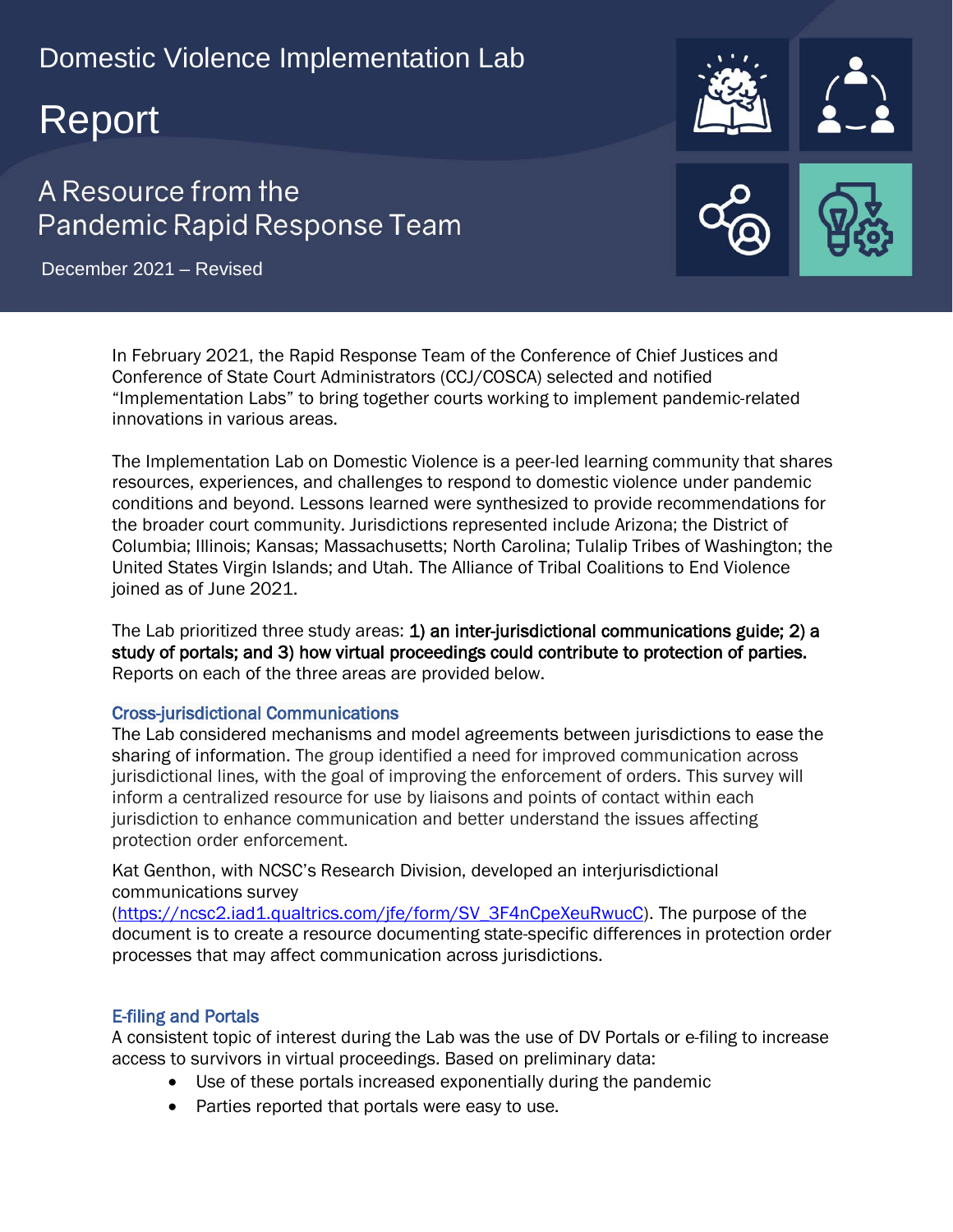# Domestic Violence Implementation Lab

# Report

## A Resource from the Pandemic Rapid Response Team

December 2021 – Revised

In February 2021, the Rapid Response Team of the Conference of Chief Justices and Conference of State Court Administrators (CCJ/COSCA) selected and notified "Implementation Labs" to bring together courts working to implement pandemic-related innovations in various areas.

The Implementation Lab on Domestic Violence is a peer-led learning community that shares resources, experiences, and challenges to respond to domestic violence under pandemic conditions and beyond. Lessons learned were synthesized to provide recommendations for the broader court community. Jurisdictions represented include Arizona; the District of Columbia; Illinois; Kansas; Massachusetts; North Carolina; Tulalip Tribes of Washington; the United States Virgin Islands; and Utah. The Alliance of Tribal Coalitions to End Violence joined as of June 2021.

The Lab prioritized three study areas: 1) an inter-jurisdictional communications guide; 2) a study of portals; and 3) how virtual proceedings could contribute to protection of parties. Reports on each of the three areas are provided below.

### Cross-jurisdictional Communications

The Lab considered mechanisms and model agreements between jurisdictions to ease the sharing of information. The group identified a need for improved communication across jurisdictional lines, with the goal of improving the enforcement of orders. This survey will inform a centralized resource for use by liaisons and points of contact within each jurisdiction to enhance communication and better understand the issues affecting protection order enforcement.

Kat Genthon, with NCSC's Research Division, developed an interjurisdictional communications survey (https://ncsc2.iad1.qualtrics.com/jfe/form/SV_3F4nCpeXeuRwucC). The purpose of the document is to create a resource documenting state-specific differences in protection order processes that may affect communication across jurisdictions.

### E-filing and Portals

A consistent topic of interest during the Lab was the use of DV Portals or e-filing to increase access to survivors in virtual proceedings. Based on preliminary data:

- Use of these portals increased exponentially during the pandemic
- Parties reported that portals were easy to use.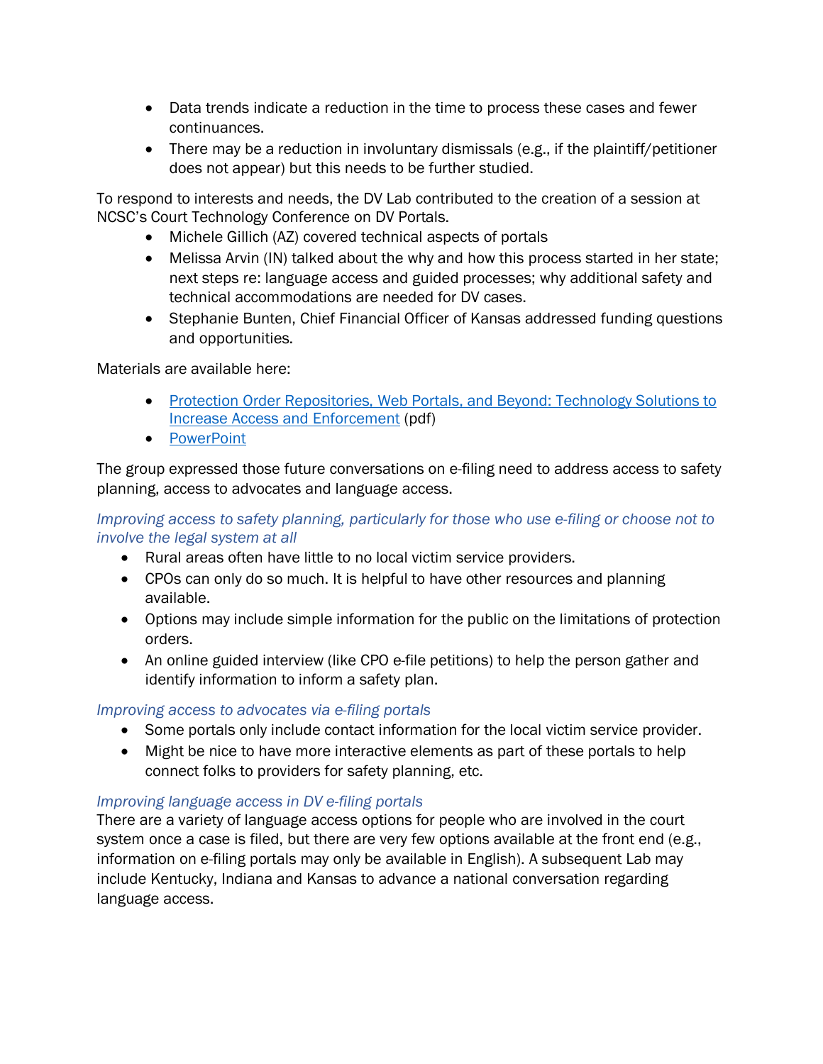- Data trends indicate a reduction in the time to process these cases and fewer continuances.
- There may be a reduction in involuntary dismissals (e.g., if the plaintiff/petitioner does not appear) but this needs to be further studied.

To respond to interests and needs, the DV Lab contributed to the creation of a session at NCSC's Court Technology Conference on DV Portals.

- Michele Gillich (AZ) covered technical aspects of portals
- Melissa Arvin (IN) talked about the why and how this process started in her state; next steps re: language access and guided processes; why additional safety and technical accommodations are needed for DV cases.
- Stephanie Bunten, Chief Financial Officer of Kansas addressed funding questions and opportunities.

Materials are available here:

- Protection Order Repositories, Web Portals, and Beyond: Technology Solutions to Increase Access and Enforcement (pdf)
- PowerPoint

The group expressed those future conversations on e-filing need to address access to safety planning, access to advocates and language access.

*Improving access to safety planning, particularly for those who use e-filing or choose not to involve the legal system at all*

- Rural areas often have little to no local victim service providers.
- CPOs can only do so much. It is helpful to have other resources and planning available.
- Options may include simple information for the public on the limitations of protection orders.
- An online guided interview (like CPO e-file petitions) to help the person gather and identify information to inform a safety plan.

*Improving access to advocates via e-filing portals*

- Some portals only include contact information for the local victim service provider.
- Might be nice to have more interactive elements as part of these portals to help connect folks to providers for safety planning, etc.

*Improving language access in DV e-filing portals*

There are a variety of language access options for people who are involved in the court system once a case is filed, but there are very few options available at the front end (e.g., information on e-filing portals may only be available in English). A subsequent Lab may include Kentucky, Indiana and Kansas to advance a national conversation regarding language access.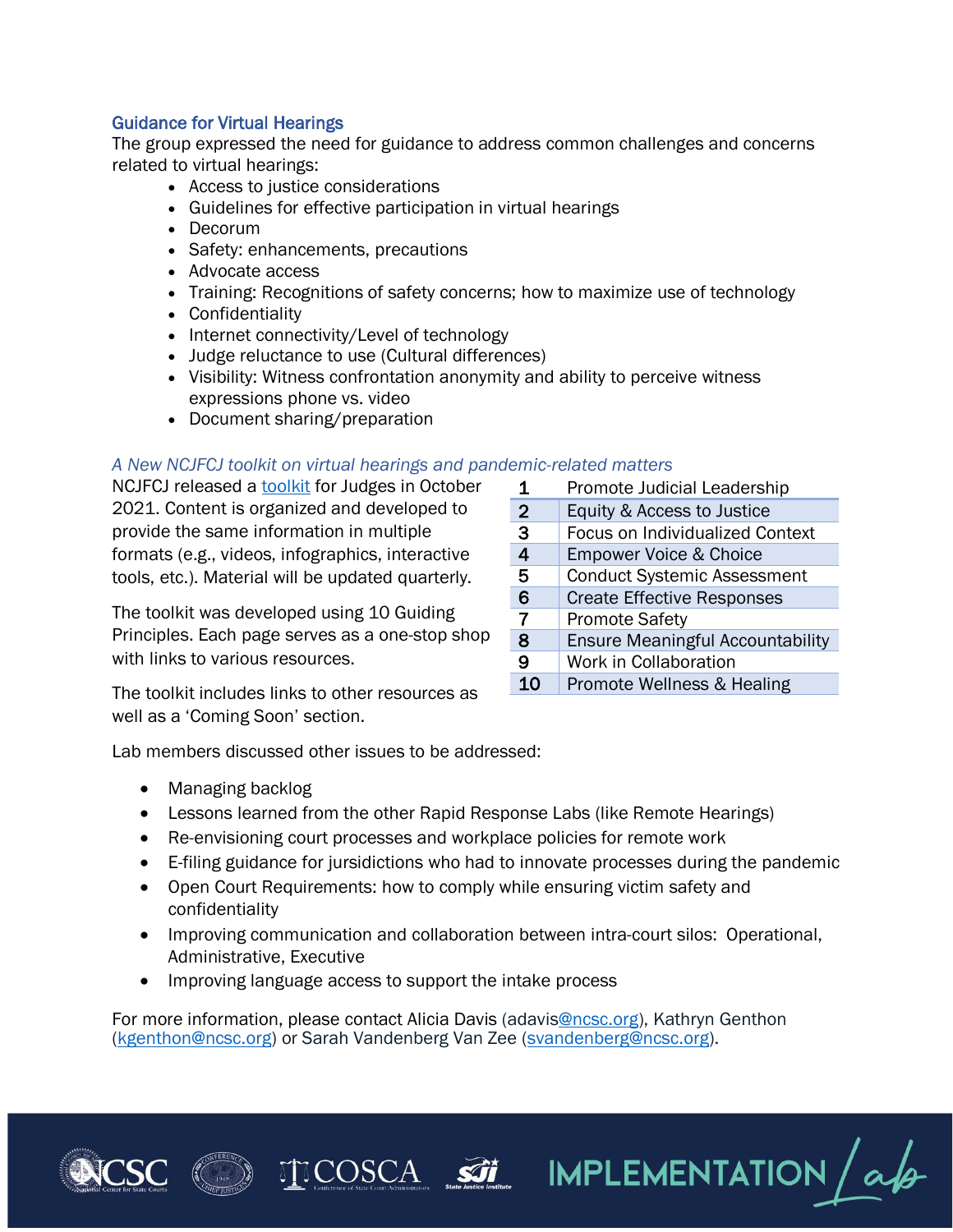### Guidance for Virtual Hearings

The group expressed the need for guidance to address common challenges and concerns related to virtual hearings:

- Access to justice considerations
- Guidelines for effective participation in virtual hearings
- Decorum
- Safety: enhancements, precautions
- Advocate access
- Training: Recognitions of safety concerns; how to maximize use of technology
- Confidentiality
- Internet connectivity/Level of technology
- Judge reluctance to use (Cultural differences)
- Visibility: Witness confrontation anonymity and ability to perceive witness expressions phone vs. video
- Document sharing/preparation

*A New NCJFCJ toolkit on virtual hearings and pandemic-related matters*

NCJFCJ released a toolkit for Judges in October 2021. Content is organized and developed to provide the same information in multiple formats (e.g., videos, infographics, interactive tools, etc.). Material will be updated quarterly.

The toolkit was developed using 10 Guiding Principles. Each page serves as a one-stop shop with links to various resources.

The toolkit includes links to other resources as well as a 'Coming Soon' section.

| | |
|---|---|
| 1 | Promote Judicial Leadership |
| 2 | Equity & Access to Justice |
| 3 | Focus on Individualized Context |
| 4 | Empower Voice & Choice |
| 5 | Conduct Systemic Assessment |
| 6 | Create Effective Responses |
| 7 | Promote Safety |
| 8 | Ensure Meaningful Accountability |
| 9 | Work in Collaboration |
| 10 | Promote Wellness & Healing |

Lab members discussed other issues to be addressed:

- Managing backlog
- Lessons learned from the other Rapid Response Labs (like Remote Hearings)
- Re-envisioning court processes and workplace policies for remote work
- E-filing guidance for jursidictions who had to innovate processes during the pandemic
- Open Court Requirements: how to comply while ensuring victim safety and confidentiality
- Improving communication and collaboration between intra-court silos: Operational, Administrative, Executive
- Improving language access to support the intake process

For more information, please contact Alicia Davis (adavis@ncsc.org), Kathryn Genthon (kgenthon@ncsc.org) or Sarah Vandenberg Van Zee (svandenberg@ncsc.org).